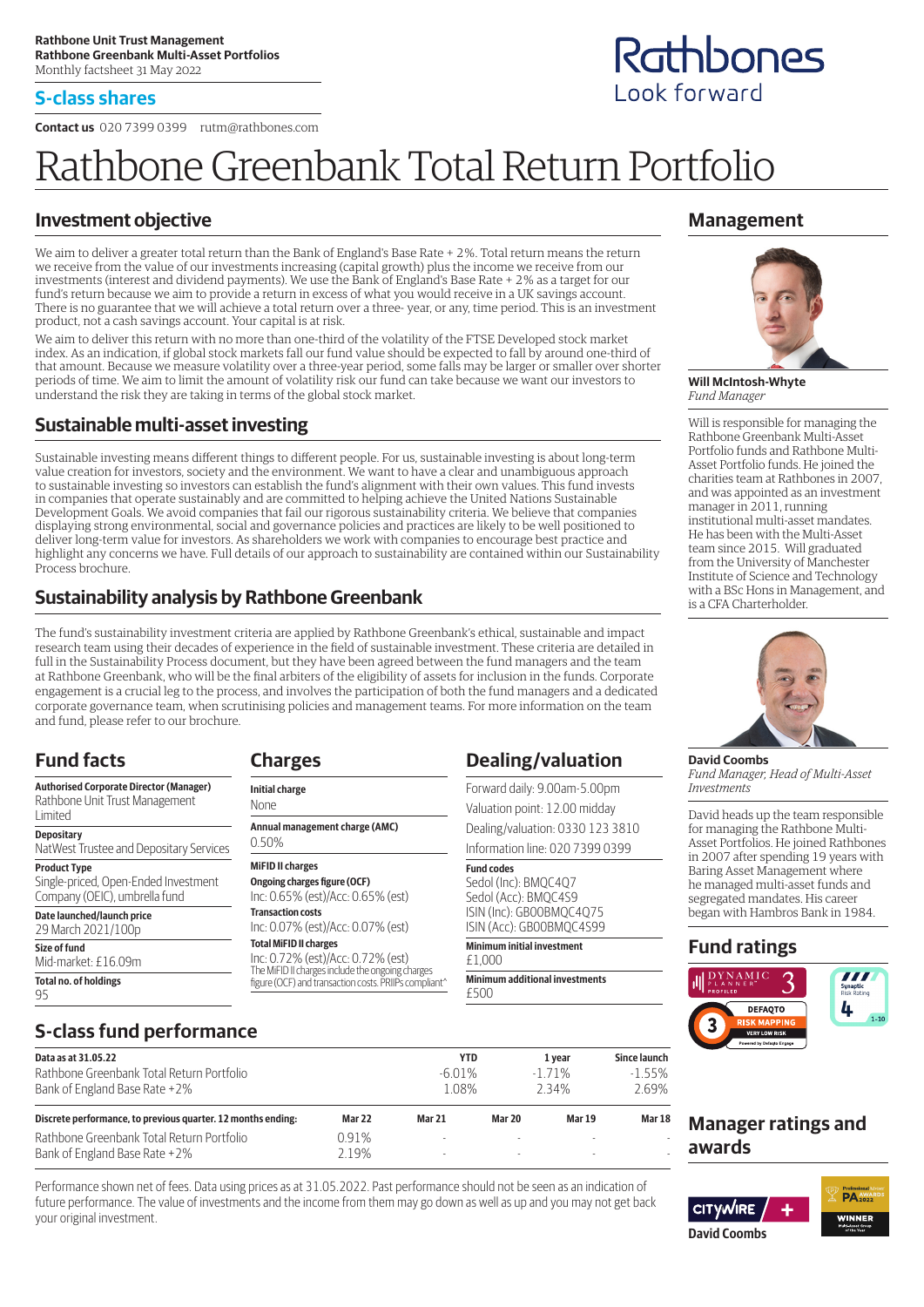**Rathbone Unit Trust Management**
**Rathbone Greenbank Multi-Asset Portfolios**
Monthly factsheet 31 May 2022

## S-class shares

**Contact us** 020 7399 0399 rutm@rathbones.com

Rathbones
Look forward

# Rathbone Greenbank Total Return Portfolio

## Investment objective

We aim to deliver a greater total return than the Bank of England's Base Rate + 2%. Total return means the return we receive from the value of our investments increasing (capital growth) plus the income we receive from our investments (interest and dividend payments). We use the Bank of England's Base Rate + 2% as a target for our fund's return because we aim to provide a return in excess of what you would receive in a UK savings account. There is no guarantee that we will achieve a total return over a three- year, or any, time period. This is an investment product, not a cash savings account. Your capital is at risk.

We aim to deliver this return with no more than one-third of the volatility of the FTSE Developed stock market index. As an indication, if global stock markets fall our fund value should be expected to fall by around one-third of that amount. Because we measure volatility over a three-year period, some falls may be larger or smaller over shorter periods of time. We aim to limit the amount of volatility risk our fund can take because we want our investors to understand the risk they are taking in terms of the global stock market.

## Sustainable multi-asset investing

Sustainable investing means different things to different people. For us, sustainable investing is about long-term value creation for investors, society and the environment. We want to have a clear and unambiguous approach to sustainable investing so investors can establish the fund's alignment with their own values. This fund invests in companies that operate sustainably and are committed to helping achieve the United Nations Sustainable Development Goals. We avoid companies that fail our rigorous sustainability criteria. We believe that companies displaying strong environmental, social and governance policies and practices are likely to be well positioned to deliver long-term value for investors. As shareholders we work with companies to encourage best practice and highlight any concerns we have. Full details of our approach to sustainability are contained within our Sustainability Process brochure.

## Sustainability analysis by Rathbone Greenbank

The fund's sustainability investment criteria are applied by Rathbone Greenbank's ethical, sustainable and impact research team using their decades of experience in the field of sustainable investment. These criteria are detailed in full in the Sustainability Process document, but they have been agreed between the fund managers and the team at Rathbone Greenbank, who will be the final arbiters of the eligibility of assets for inclusion in the funds. Corporate engagement is a crucial leg to the process, and involves the participation of both the fund managers and a dedicated corporate governance team, when scrutinising policies and management teams. For more information on the team and fund, please refer to our brochure.

## Fund facts

**Authorised Corporate Director (Manager)**
Rathbone Unit Trust Management Limited

**Depositary**
NatWest Trustee and Depositary Services

**Product Type**
Single-priced, Open-Ended Investment Company (OEIC), umbrella fund

**Date launched/launch price**
29 March 2021/100p

**Size of fund**
Mid-market: £16.09m

**Total no. of holdings**
95

## Charges

**Initial charge**
None

**Annual management charge (AMC)**
0.50%

**MiFID II charges**

**Ongoing charges figure (OCF)**
Inc: 0.65% (est)/Acc: 0.65% (est)

**Transaction costs**
Inc: 0.07% (est)/Acc: 0.07% (est)

**Total MiFID II charges**
Inc: 0.72% (est)/Acc: 0.72% (est)
The MiFID II charges include the ongoing charges figure (OCF) and transaction costs. PRIIPs compliant^

## Dealing/valuation

Forward daily: 9.00am-5.00pm

Valuation point: 12.00 midday

Dealing/valuation: 0330 123 3810

Information line: 020 7399 0399

**Fund codes**
Sedol (Inc): BMQC4Q7
Sedol (Acc): BMQC4S9
ISIN (Inc): GB00BMQC4Q75
ISIN (Acc): GB00BMQC4S99

**Minimum initial investment**
£1,000

**Minimum additional investments**
£500

## S-class fund performance

| Data as at 31.05.22 | YTD | 1 year | Since launch |
|---|---|---|---|
| Rathbone Greenbank Total Return Portfolio | -6.01% | -1.71% | -1.55% |
| Bank of England Base Rate +2% | 1.08% | 2.34% | 2.69% |

| Discrete performance, to previous quarter. 12 months ending: | Mar 22 | Mar 21 | Mar 20 | Mar 19 | Mar 18 |
|---|---|---|---|---|---|
| Rathbone Greenbank Total Return Portfolio | 0.91% | - | - | - | - |
| Bank of England Base Rate +2% | 2.19% | - | - | - | - |

Performance shown net of fees. Data using prices as at 31.05.2022. Past performance should not be seen as an indication of future performance. The value of investments and the income from them may go down as well as up and you may not get back your original investment.

## Management

**Will McIntosh-Whyte**
*Fund Manager*

Will is responsible for managing the Rathbone Greenbank Multi-Asset Portfolio funds and Rathbone Multi-Asset Portfolio funds. He joined the charities team at Rathbones in 2007, and was appointed as an investment manager in 2011, running institutional multi-asset mandates. He has been with the Multi-Asset team since 2015. Will graduated from the University of Manchester Institute of Science and Technology with a BSc Hons in Management, and is a CFA Charterholder.

**David Coombs**
*Fund Manager, Head of Multi-Asset Investments*

David heads up the team responsible for managing the Rathbone Multi-Asset Portfolios. He joined Rathbones in 2007 after spending 19 years with Baring Asset Management where he managed multi-asset funds and segregated mandates. His career began with Hambros Bank in 1984.

## Fund ratings

Dynamic Planner Profiled 3
Defaqto Risk Mapping 3 Very Low Risk
Synaptic Risk Rating 4 (1-10)

## Manager ratings and awards

Citywire + David Coombs
Professional Adviser Awards 2022 Winner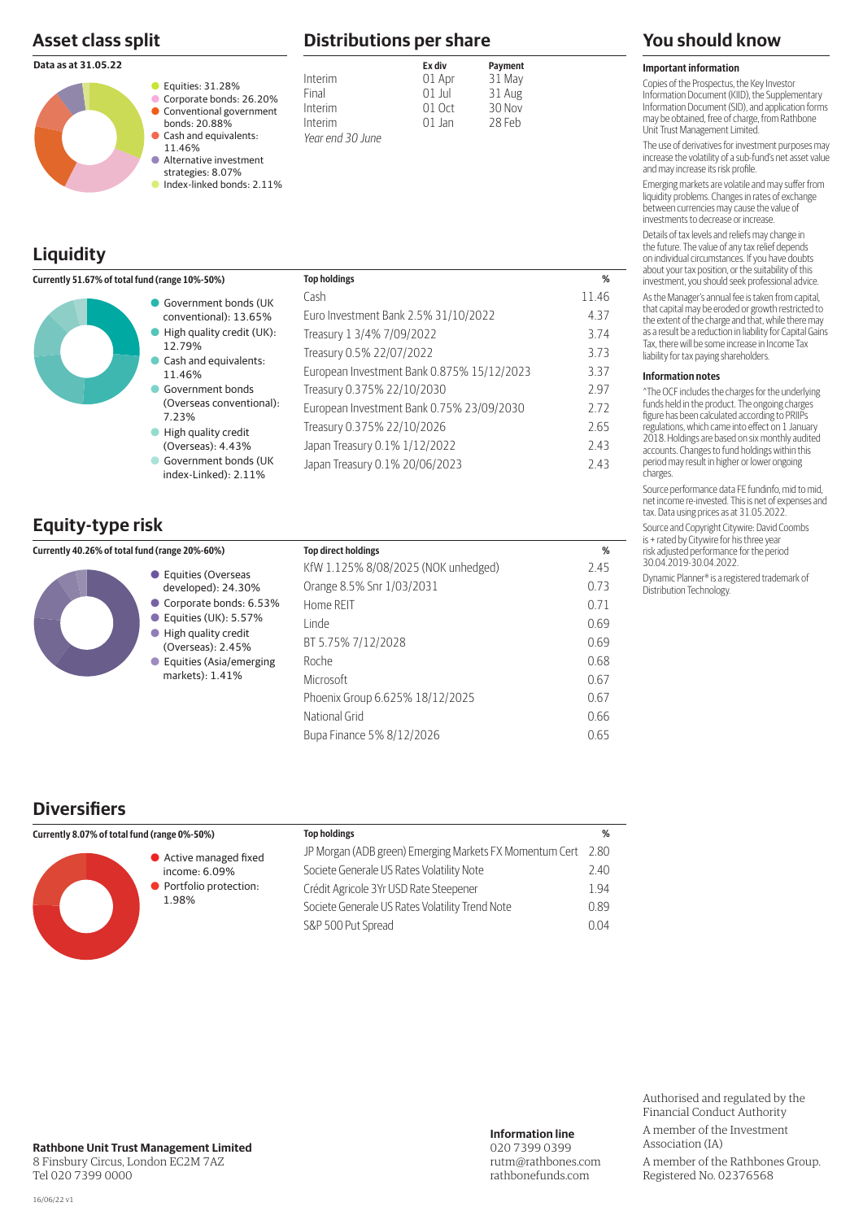## Asset class split

**Data as at 31.05.22**

- Equities: 31.28%
- Corporate bonds: 26.20%
- Conventional government bonds: 20.88%
- Cash and equivalents: 11.46%
- Alternative investment strategies: 8.07%
- Index-linked bonds: 2.11%

## Distributions per share

| | Ex div | Payment |
|---|---|---|
| Interim | 01 Apr | 31 May |
| Final | 01 Jul | 31 Aug |
| Interim | 01 Oct | 30 Nov |
| Interim | 01 Jan | 28 Feb |
| *Year end 30 June* | | |

## Liquidity

**Currently 51.67% of total fund (range 10%-50%)**

- Government bonds (UK conventional): 13.65%
- High quality credit (UK): 12.79%
- Cash and equivalents: 11.46%
- Government bonds (Overseas conventional): 7.23%
- High quality credit (Overseas): 4.43%
- Government bonds (UK index-Linked): 2.11%

| Top holdings | % |
|---|---|
| Cash | 11.46 |
| Euro Investment Bank 2.5% 31/10/2022 | 4.37 |
| Treasury 1 3/4% 7/09/2022 | 3.74 |
| Treasury 0.5% 22/07/2022 | 3.73 |
| European Investment Bank 0.875% 15/12/2023 | 3.37 |
| Treasury 0.375% 22/10/2030 | 2.97 |
| European Investment Bank 0.75% 23/09/2030 | 2.72 |
| Treasury 0.375% 22/10/2026 | 2.65 |
| Japan Treasury 0.1% 1/12/2022 | 2.43 |
| Japan Treasury 0.1% 20/06/2023 | 2.43 |

## Equity-type risk

**Currently 40.26% of total fund (range 20%-60%)**

- Equities (Overseas developed): 24.30%
- Corporate bonds: 6.53%
- Equities (UK): 5.57%
- High quality credit (Overseas): 2.45%
- Equities (Asia/emerging markets): 1.41%

| Top direct holdings | % |
|---|---|
| KfW 1.125% 8/08/2025 (NOK unhedged) | 2.45 |
| Orange 8.5% Snr 1/03/2031 | 0.73 |
| Home REIT | 0.71 |
| Linde | 0.69 |
| BT 5.75% 7/12/2028 | 0.69 |
| Roche | 0.68 |
| Microsoft | 0.67 |
| Phoenix Group 6.625% 18/12/2025 | 0.67 |
| National Grid | 0.66 |
| Bupa Finance 5% 8/12/2026 | 0.65 |

## Diversifiers

**Currently 8.07% of total fund (range 0%-50%)**

- Active managed fixed income: 6.09%
- Portfolio protection: 1.98%

| Top holdings | % |
|---|---|
| JP Morgan (ADB green) Emerging Markets FX Momentum Cert | 2.80 |
| Societe Generale US Rates Volatility Note | 2.40 |
| Crédit Agricole 3Yr USD Rate Steepener | 1.94 |
| Societe Generale US Rates Volatility Trend Note | 0.89 |
| S&P 500 Put Spread | 0.04 |

## You should know

### Important information

Copies of the Prospectus, the Key Investor Information Document (KIID), the Supplementary Information Document (SID), and application forms may be obtained, free of charge, from Rathbone Unit Trust Management Limited.

The use of derivatives for investment purposes may increase the volatility of a sub-fund's net asset value and may increase its risk profile.

Emerging markets are volatile and may suffer from liquidity problems. Changes in rates of exchange between currencies may cause the value of investments to decrease or increase.

Details of tax levels and reliefs may change in the future. The value of any tax relief depends on individual circumstances. If you have doubts about your tax position, or the suitability of this investment, you should seek professional advice.

As the Manager's annual fee is taken from capital, that capital may be eroded or growth restricted to the extent of the charge and that, while there may as a result be a reduction in liability for Capital Gains Tax, there will be some increase in Income Tax liability for tax paying shareholders.

### Information notes

^The OCF includes the charges for the underlying funds held in the product. The ongoing charges figure has been calculated according to PRIIPs regulations, which came into effect on 1 January 2018. Holdings are based on six monthly audited accounts. Changes to fund holdings within this period may result in higher or lower ongoing charges.

Source performance data FE fundinfo, mid to mid, net income re-invested. This is net of expenses and tax. Data using prices as at 31.05.2022.

Source and Copyright Citywire: David Coombs is + rated by Citywire for his three year risk adjusted performance for the period 30.04.2019-30.04.2022.

Dynamic Planner® is a registered trademark of Distribution Technology.

**Rathbone Unit Trust Management Limited**
8 Finsbury Circus, London EC2M 7AZ
Tel 020 7399 0000

**Information line**
020 7399 0399
rutm@rathbones.com
rathbonefunds.com

Authorised and regulated by the Financial Conduct Authority

A member of the Investment Association (IA)

A member of the Rathbones Group. Registered No. 02376568

16/06/22 v1